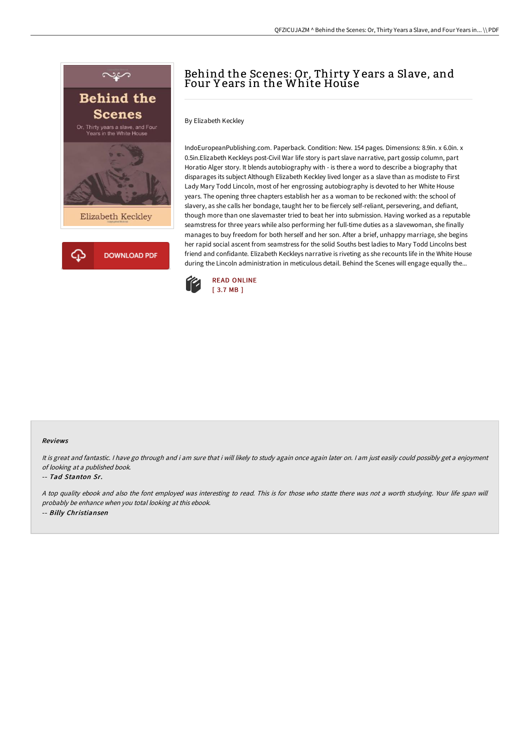# Behind the Scenes: Or, Thirty Years a Slave, and Four Years in the White House

By Elizabeth Keckley

IndoEuropeanPublishing.com. Paperback. Condition: New. 154 pages. Dimensions: 8.9in. x 6.0in. x 0.5in.Elizabeth Keckleys post-Civil War life story is part slave narrative, part gossip column, part Horatio Alger story. It blends autobiography with - is there a word to describe a biography that disparages its subject Although Elizabeth Keckley lived longer as a slave than as modiste to First Lady Mary Todd Lincoln, most of her engrossing autobiography is devoted to her White House years. The opening three chapters establish her as a woman to be reckoned with: the school of slavery, as she calls her bondage, taught her to be fiercely self-reliant, persevering, and defiant, though more than one slavemaster tried to beat her into submission. Having worked as a reputable seamstress for three years while also performing her full-time duties as a slavewoman, she finally manages to buy freedom for both herself and her son. After a brief, unhappy marriage, she begins her rapid social ascent from seamstress for the solid Souths best ladies to Mary Todd Lincolns best friend and confidante. Elizabeth Keckleys narrative is riveting as she recounts life in the White House during the Lincoln administration in meticulous detail. Behind the Scenes will engage equally the...

READ ONLINE
[ 3.7 MB ]

#### Reviews

*It is great and fantastic. I have go through and i am sure that i will likely to study again once again later on. I am just easily could possibly get a enjoyment of looking at a published book.*

-- ***Tad Stanton Sr.***

*A top quality ebook and also the font employed was interesting to read. This is for those who statte there was not a worth studying. Your life span will probably be enhance when you total looking at this ebook.*

-- ***Billy Christiansen***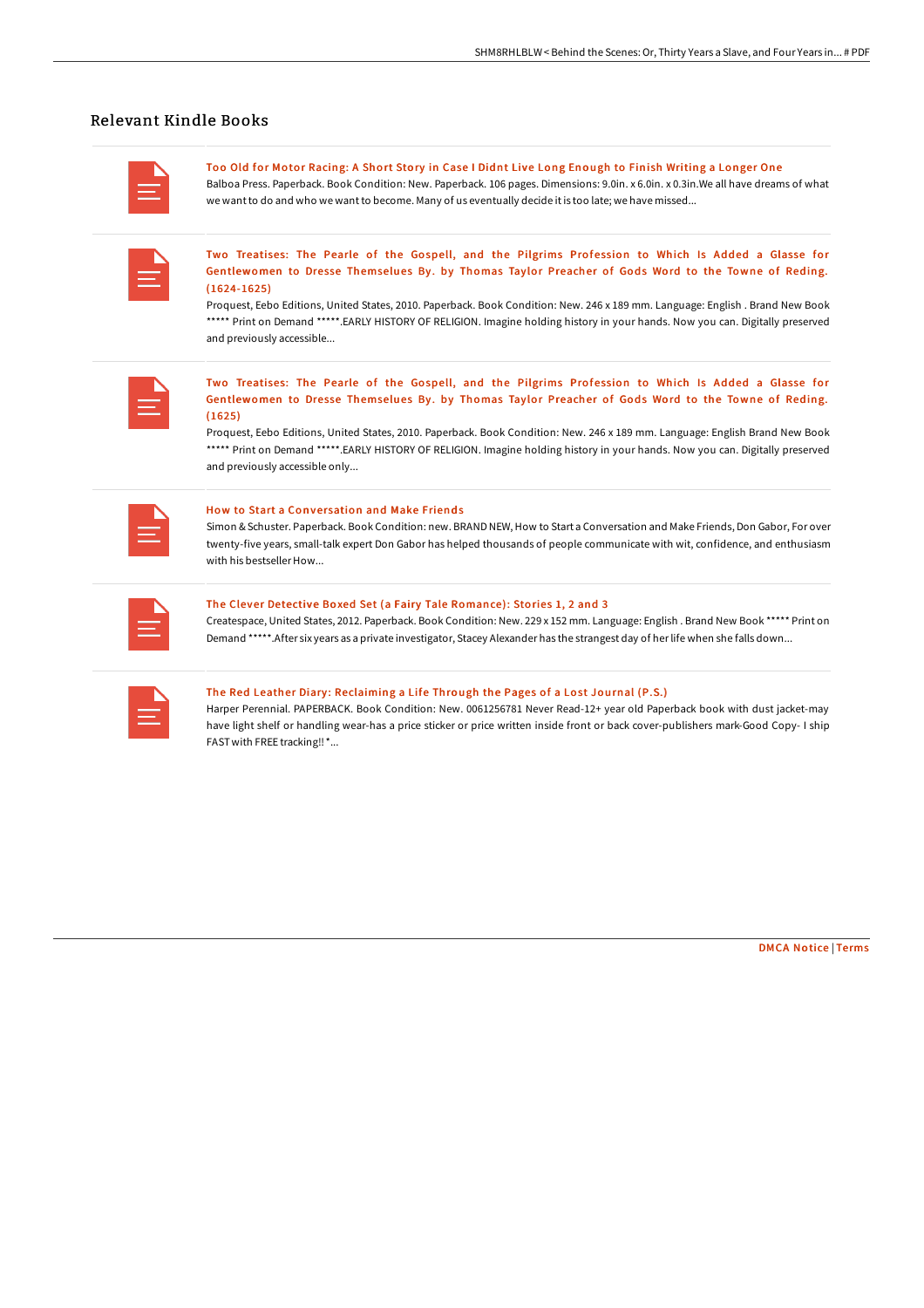## Relevant Kindle Books

### Too Old for Motor Racing: A Short Story in Case I Didnt Live Long Enough to Finish Writing a Longer One

Balboa Press. Paperback. Book Condition: New. Paperback. 106 pages. Dimensions: 9.0in. x 6.0in. x 0.3in.We all have dreams of what we want to do and who we want to become. Many of us eventually decide it is too late; we have missed...

### Two Treatises: The Pearle of the Gospell, and the Pilgrims Profession to Which Is Added a Glasse for Gentlewomen to Dresse Themselues By. by Thomas Taylor Preacher of Gods Word to the Towne of Reding. (1624-1625)

Proquest, Eebo Editions, United States, 2010. Paperback. Book Condition: New. 246 x 189 mm. Language: English . Brand New Book ***** Print on Demand *****.EARLY HISTORY OF RELIGION. Imagine holding history in your hands. Now you can. Digitally preserved and previously accessible...

### Two Treatises: The Pearle of the Gospell, and the Pilgrims Profession to Which Is Added a Glasse for Gentlewomen to Dresse Themselues By. by Thomas Taylor Preacher of Gods Word to the Towne of Reding. (1625)

Proquest, Eebo Editions, United States, 2010. Paperback. Book Condition: New. 246 x 189 mm. Language: English Brand New Book ***** Print on Demand *****.EARLY HISTORY OF RELIGION. Imagine holding history in your hands. Now you can. Digitally preserved and previously accessible only...

### How to Start a Conversation and Make Friends

Simon & Schuster. Paperback. Book Condition: new. BRAND NEW, How to Start a Conversation and Make Friends, Don Gabor, For over twenty-five years, small-talk expert Don Gabor has helped thousands of people communicate with wit, confidence, and enthusiasm with his bestseller How...

### The Clever Detective Boxed Set (a Fairy Tale Romance): Stories 1, 2 and 3

Createspace, United States, 2012. Paperback. Book Condition: New. 229 x 152 mm. Language: English . Brand New Book ***** Print on Demand *****.After six years as a private investigator, Stacey Alexander has the strangest day of her life when she falls down...

### The Red Leather Diary: Reclaiming a Life Through the Pages of a Lost Journal (P.S.)

Harper Perennial. PAPERBACK. Book Condition: New. 0061256781 Never Read-12+ year old Paperback book with dust jacket-may have light shelf or handling wear-has a price sticker or price written inside front or back cover-publishers mark-Good Copy- I ship FAST with FREE tracking!! *...

DMCA Notice | Terms